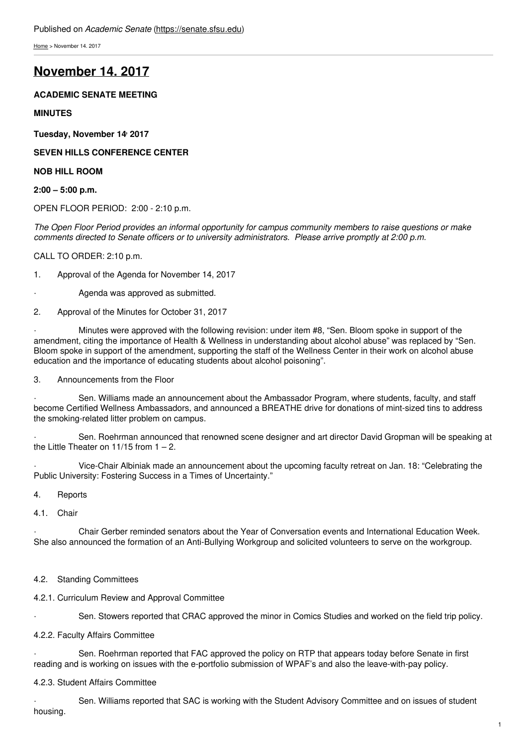Published on *Academic Senate* (https://senate.sfsu.edu)

Home > November 14. 2017

# November 14. 2017

**ACADEMIC SENATE MEETING**

**MINUTES**

**Tuesday, November 14, 2017**

**SEVEN HILLS CONFERENCE CENTER**

**NOB HILL ROOM**

**2:00 – 5:00 p.m.**

OPEN FLOOR PERIOD: 2:00 - 2:10 p.m.

*The Open Floor Period provides an informal opportunity for campus community members to raise questions or make comments directed to Senate officers or to university administrators. Please arrive promptly at 2:00 p.m.*

CALL TO ORDER: 2:10 p.m.

1. Approval of the Agenda for November 14, 2017

- Agenda was approved as submitted.

2. Approval of the Minutes for October 31, 2017

- Minutes were approved with the following revision: under item #8, "Sen. Bloom spoke in support of the amendment, citing the importance of Health & Wellness in understanding about alcohol abuse" was replaced by "Sen. Bloom spoke in support of the amendment, supporting the staff of the Wellness Center in their work on alcohol abuse education and the importance of educating students about alcohol poisoning".

3. Announcements from the Floor

- Sen. Williams made an announcement about the Ambassador Program, where students, faculty, and staff become Certified Wellness Ambassadors, and announced a BREATHE drive for donations of mint-sized tins to address the smoking-related litter problem on campus.
- Sen. Roehrman announced that renowned scene designer and art director David Gropman will be speaking at the Little Theater on 11/15 from 1 – 2.
- Vice-Chair Albiniak made an announcement about the upcoming faculty retreat on Jan. 18: "Celebrating the Public University: Fostering Success in a Times of Uncertainty."

4. Reports

4.1. Chair

- Chair Gerber reminded senators about the Year of Conversation events and International Education Week. She also announced the formation of an Anti-Bullying Workgroup and solicited volunteers to serve on the workgroup.

4.2. Standing Committees

4.2.1. Curriculum Review and Approval Committee

- Sen. Stowers reported that CRAC approved the minor in Comics Studies and worked on the field trip policy.

4.2.2. Faculty Affairs Committee

- Sen. Roehrman reported that FAC approved the policy on RTP that appears today before Senate in first reading and is working on issues with the e-portfolio submission of WPAF's and also the leave-with-pay policy.

4.2.3. Student Affairs Committee

- Sen. Williams reported that SAC is working with the Student Advisory Committee and on issues of student housing.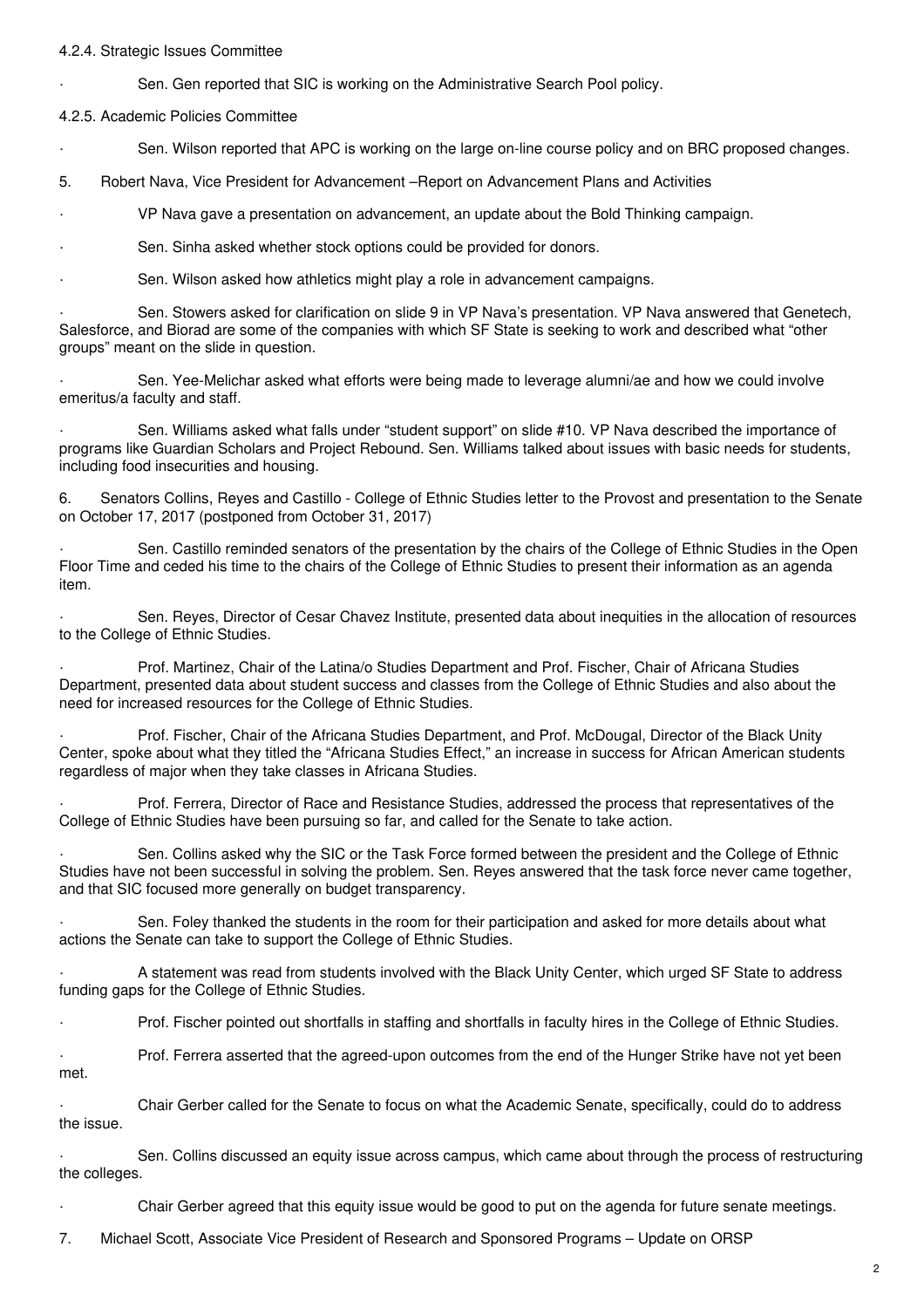4.2.4. Strategic Issues Committee

· Sen. Gen reported that SIC is working on the Administrative Search Pool policy.

4.2.5. Academic Policies Committee

· Sen. Wilson reported that APC is working on the large on-line course policy and on BRC proposed changes.

5. Robert Nava, Vice President for Advancement –Report on Advancement Plans and Activities

· VP Nava gave a presentation on advancement, an update about the Bold Thinking campaign.

· Sen. Sinha asked whether stock options could be provided for donors.

· Sen. Wilson asked how athletics might play a role in advancement campaigns.

· Sen. Stowers asked for clarification on slide 9 in VP Nava's presentation. VP Nava answered that Genetech, Salesforce, and Biorad are some of the companies with which SF State is seeking to work and described what "other groups" meant on the slide in question.

· Sen. Yee-Melichar asked what efforts were being made to leverage alumni/ae and how we could involve emeritus/a faculty and staff.

· Sen. Williams asked what falls under "student support" on slide #10. VP Nava described the importance of programs like Guardian Scholars and Project Rebound. Sen. Williams talked about issues with basic needs for students, including food insecurities and housing.

6. Senators Collins, Reyes and Castillo - College of Ethnic Studies letter to the Provost and presentation to the Senate on October 17, 2017 (postponed from October 31, 2017)

· Sen. Castillo reminded senators of the presentation by the chairs of the College of Ethnic Studies in the Open Floor Time and ceded his time to the chairs of the College of Ethnic Studies to present their information as an agenda item.

· Sen. Reyes, Director of Cesar Chavez Institute, presented data about inequities in the allocation of resources to the College of Ethnic Studies.

· Prof. Martinez, Chair of the Latina/o Studies Department and Prof. Fischer, Chair of Africana Studies Department, presented data about student success and classes from the College of Ethnic Studies and also about the need for increased resources for the College of Ethnic Studies.

· Prof. Fischer, Chair of the Africana Studies Department, and Prof. McDougal, Director of the Black Unity Center, spoke about what they titled the "Africana Studies Effect," an increase in success for African American students regardless of major when they take classes in Africana Studies.

· Prof. Ferrera, Director of Race and Resistance Studies, addressed the process that representatives of the College of Ethnic Studies have been pursuing so far, and called for the Senate to take action.

· Sen. Collins asked why the SIC or the Task Force formed between the president and the College of Ethnic Studies have not been successful in solving the problem. Sen. Reyes answered that the task force never came together, and that SIC focused more generally on budget transparency.

· Sen. Foley thanked the students in the room for their participation and asked for more details about what actions the Senate can take to support the College of Ethnic Studies.

· A statement was read from students involved with the Black Unity Center, which urged SF State to address funding gaps for the College of Ethnic Studies.

· Prof. Fischer pointed out shortfalls in staffing and shortfalls in faculty hires in the College of Ethnic Studies.

· Prof. Ferrera asserted that the agreed-upon outcomes from the end of the Hunger Strike have not yet been met.

· Chair Gerber called for the Senate to focus on what the Academic Senate, specifically, could do to address the issue.

· Sen. Collins discussed an equity issue across campus, which came about through the process of restructuring the colleges.

· Chair Gerber agreed that this equity issue would be good to put on the agenda for future senate meetings.

7. Michael Scott, Associate Vice President of Research and Sponsored Programs – Update on ORSP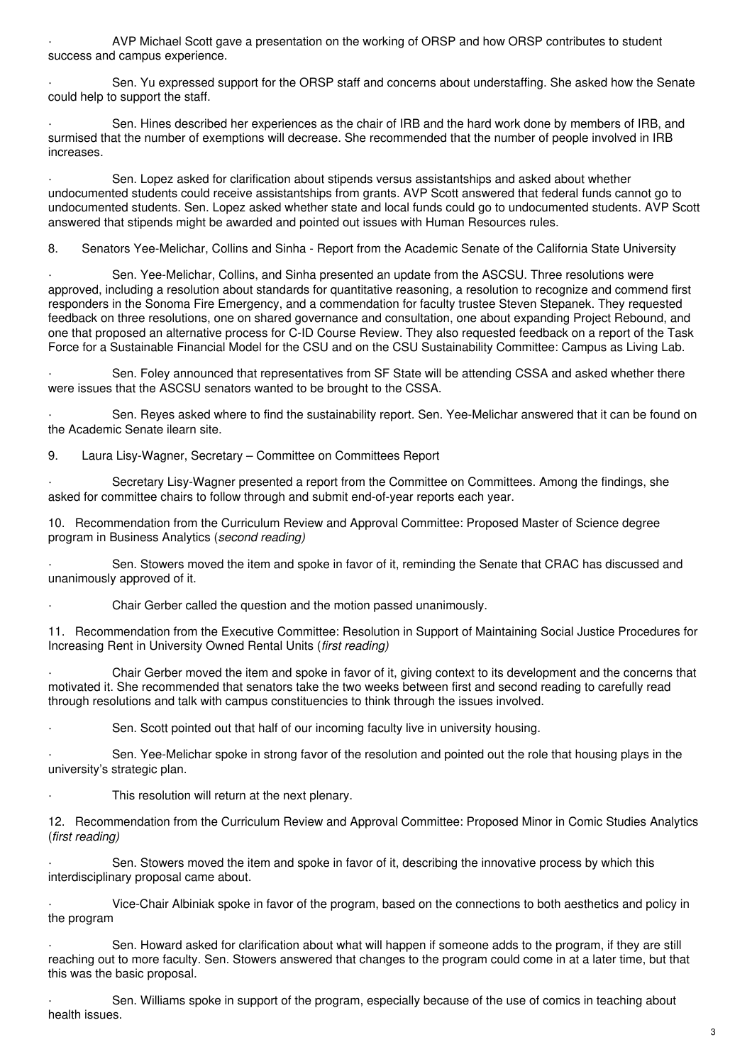· AVP Michael Scott gave a presentation on the working of ORSP and how ORSP contributes to student success and campus experience.

· Sen. Yu expressed support for the ORSP staff and concerns about understaffing. She asked how the Senate could help to support the staff.

· Sen. Hines described her experiences as the chair of IRB and the hard work done by members of IRB, and surmised that the number of exemptions will decrease. She recommended that the number of people involved in IRB increases.

· Sen. Lopez asked for clarification about stipends versus assistantships and asked about whether undocumented students could receive assistantships from grants. AVP Scott answered that federal funds cannot go to undocumented students. Sen. Lopez asked whether state and local funds could go to undocumented students. AVP Scott answered that stipends might be awarded and pointed out issues with Human Resources rules.

8. Senators Yee-Melichar, Collins and Sinha - Report from the Academic Senate of the California State University

· Sen. Yee-Melichar, Collins, and Sinha presented an update from the ASCSU. Three resolutions were approved, including a resolution about standards for quantitative reasoning, a resolution to recognize and commend first responders in the Sonoma Fire Emergency, and a commendation for faculty trustee Steven Stepanek. They requested feedback on three resolutions, one on shared governance and consultation, one about expanding Project Rebound, and one that proposed an alternative process for C-ID Course Review. They also requested feedback on a report of the Task Force for a Sustainable Financial Model for the CSU and on the CSU Sustainability Committee: Campus as Living Lab.

· Sen. Foley announced that representatives from SF State will be attending CSSA and asked whether there were issues that the ASCSU senators wanted to be brought to the CSSA.

· Sen. Reyes asked where to find the sustainability report. Sen. Yee-Melichar answered that it can be found on the Academic Senate ilearn site.

9. Laura Lisy-Wagner, Secretary – Committee on Committees Report

· Secretary Lisy-Wagner presented a report from the Committee on Committees. Among the findings, she asked for committee chairs to follow through and submit end-of-year reports each year.

10. Recommendation from the Curriculum Review and Approval Committee: Proposed Master of Science degree program in Business Analytics (*second reading)*

· Sen. Stowers moved the item and spoke in favor of it, reminding the Senate that CRAC has discussed and unanimously approved of it.

· Chair Gerber called the question and the motion passed unanimously.

11. Recommendation from the Executive Committee: Resolution in Support of Maintaining Social Justice Procedures for Increasing Rent in University Owned Rental Units (*first reading)*

· Chair Gerber moved the item and spoke in favor of it, giving context to its development and the concerns that motivated it. She recommended that senators take the two weeks between first and second reading to carefully read through resolutions and talk with campus constituencies to think through the issues involved.

· Sen. Scott pointed out that half of our incoming faculty live in university housing.

· Sen. Yee-Melichar spoke in strong favor of the resolution and pointed out the role that housing plays in the university's strategic plan.

· This resolution will return at the next plenary.

12. Recommendation from the Curriculum Review and Approval Committee: Proposed Minor in Comic Studies Analytics (*first reading)*

· Sen. Stowers moved the item and spoke in favor of it, describing the innovative process by which this interdisciplinary proposal came about.

· Vice-Chair Albiniak spoke in favor of the program, based on the connections to both aesthetics and policy in the program

· Sen. Howard asked for clarification about what will happen if someone adds to the program, if they are still reaching out to more faculty. Sen. Stowers answered that changes to the program could come in at a later time, but that this was the basic proposal.

· Sen. Williams spoke in support of the program, especially because of the use of comics in teaching about health issues.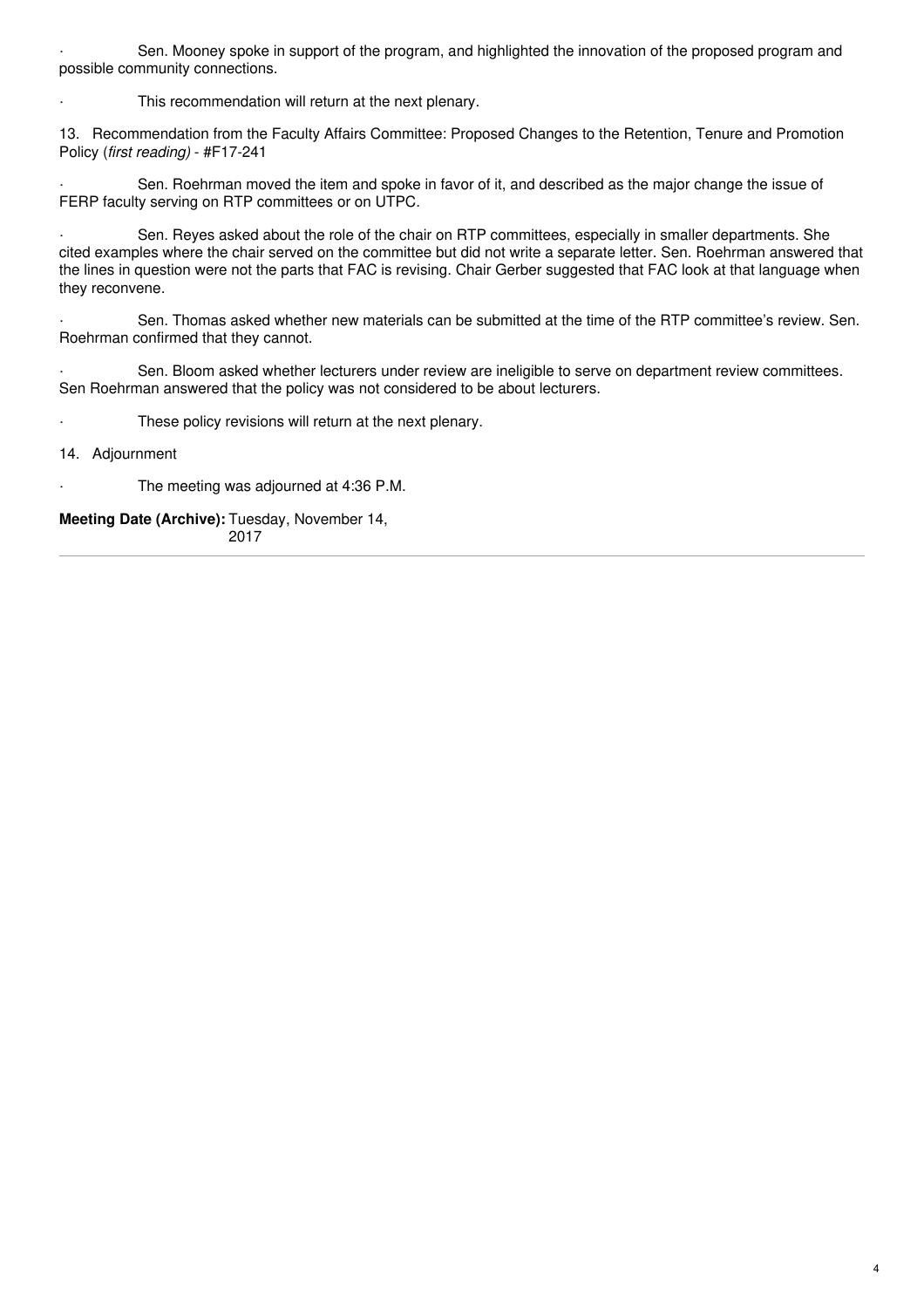· Sen. Mooney spoke in support of the program, and highlighted the innovation of the proposed program and possible community connections.

· This recommendation will return at the next plenary.

13. Recommendation from the Faculty Affairs Committee: Proposed Changes to the Retention, Tenure and Promotion Policy (*first reading*) - #F17-241

· Sen. Roehrman moved the item and spoke in favor of it, and described as the major change the issue of FERP faculty serving on RTP committees or on UTPC.

· Sen. Reyes asked about the role of the chair on RTP committees, especially in smaller departments. She cited examples where the chair served on the committee but did not write a separate letter. Sen. Roehrman answered that the lines in question were not the parts that FAC is revising. Chair Gerber suggested that FAC look at that language when they reconvene.

· Sen. Thomas asked whether new materials can be submitted at the time of the RTP committee's review. Sen. Roehrman confirmed that they cannot.

· Sen. Bloom asked whether lecturers under review are ineligible to serve on department review committees. Sen Roehrman answered that the policy was not considered to be about lecturers.

· These policy revisions will return at the next plenary.

14. Adjournment

· The meeting was adjourned at 4:36 P.M.

**Meeting Date (Archive):** Tuesday, November 14, 2017